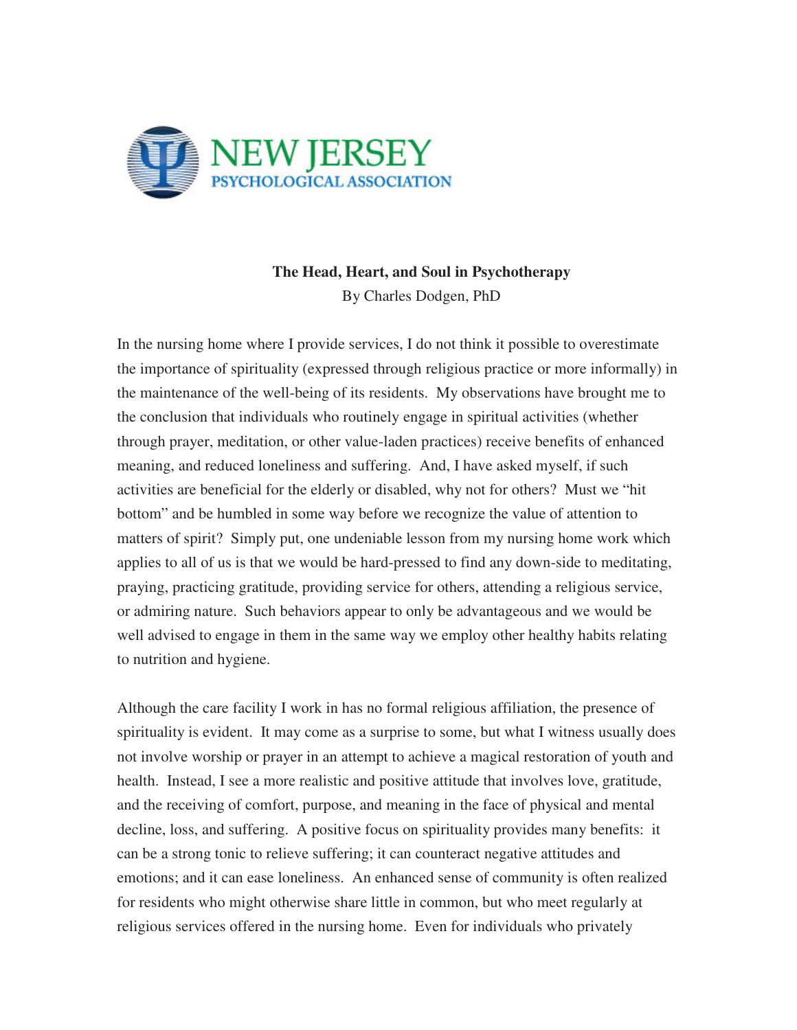NEW JERSEY
PSYCHOLOGICAL ASSOCIATION

# The Head, Heart, and Soul in Psychotherapy

By Charles Dodgen, PhD

In the nursing home where I provide services, I do not think it possible to overestimate the importance of spirituality (expressed through religious practice or more informally) in the maintenance of the well-being of its residents. My observations have brought me to the conclusion that individuals who routinely engage in spiritual activities (whether through prayer, meditation, or other value-laden practices) receive benefits of enhanced meaning, and reduced loneliness and suffering. And, I have asked myself, if such activities are beneficial for the elderly or disabled, why not for others? Must we "hit bottom" and be humbled in some way before we recognize the value of attention to matters of spirit? Simply put, one undeniable lesson from my nursing home work which applies to all of us is that we would be hard-pressed to find any down-side to meditating, praying, practicing gratitude, providing service for others, attending a religious service, or admiring nature. Such behaviors appear to only be advantageous and we would be well advised to engage in them in the same way we employ other healthy habits relating to nutrition and hygiene.

Although the care facility I work in has no formal religious affiliation, the presence of spirituality is evident. It may come as a surprise to some, but what I witness usually does not involve worship or prayer in an attempt to achieve a magical restoration of youth and health. Instead, I see a more realistic and positive attitude that involves love, gratitude, and the receiving of comfort, purpose, and meaning in the face of physical and mental decline, loss, and suffering. A positive focus on spirituality provides many benefits: it can be a strong tonic to relieve suffering; it can counteract negative attitudes and emotions; and it can ease loneliness. An enhanced sense of community is often realized for residents who might otherwise share little in common, but who meet regularly at religious services offered in the nursing home. Even for individuals who privately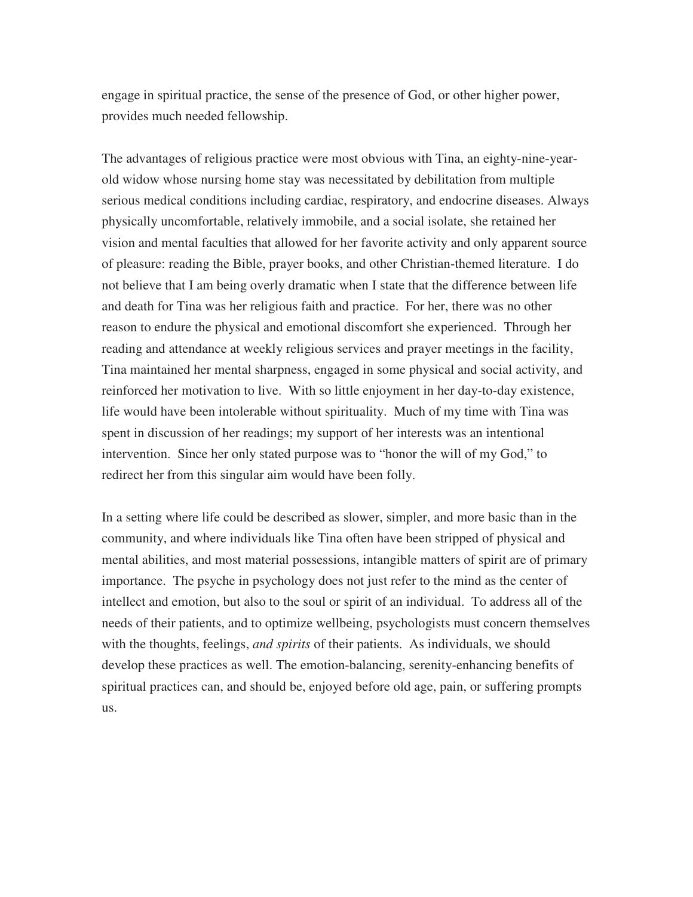engage in spiritual practice, the sense of the presence of God, or other higher power, provides much needed fellowship.

The advantages of religious practice were most obvious with Tina, an eighty-nine-year-old widow whose nursing home stay was necessitated by debilitation from multiple serious medical conditions including cardiac, respiratory, and endocrine diseases. Always physically uncomfortable, relatively immobile, and a social isolate, she retained her vision and mental faculties that allowed for her favorite activity and only apparent source of pleasure: reading the Bible, prayer books, and other Christian-themed literature. I do not believe that I am being overly dramatic when I state that the difference between life and death for Tina was her religious faith and practice. For her, there was no other reason to endure the physical and emotional discomfort she experienced. Through her reading and attendance at weekly religious services and prayer meetings in the facility, Tina maintained her mental sharpness, engaged in some physical and social activity, and reinforced her motivation to live. With so little enjoyment in her day-to-day existence, life would have been intolerable without spirituality. Much of my time with Tina was spent in discussion of her readings; my support of her interests was an intentional intervention. Since her only stated purpose was to "honor the will of my God," to redirect her from this singular aim would have been folly.

In a setting where life could be described as slower, simpler, and more basic than in the community, and where individuals like Tina often have been stripped of physical and mental abilities, and most material possessions, intangible matters of spirit are of primary importance. The psyche in psychology does not just refer to the mind as the center of intellect and emotion, but also to the soul or spirit of an individual. To address all of the needs of their patients, and to optimize wellbeing, psychologists must concern themselves with the thoughts, feelings, *and spirits* of their patients. As individuals, we should develop these practices as well. The emotion-balancing, serenity-enhancing benefits of spiritual practices can, and should be, enjoyed before old age, pain, or suffering prompts us.